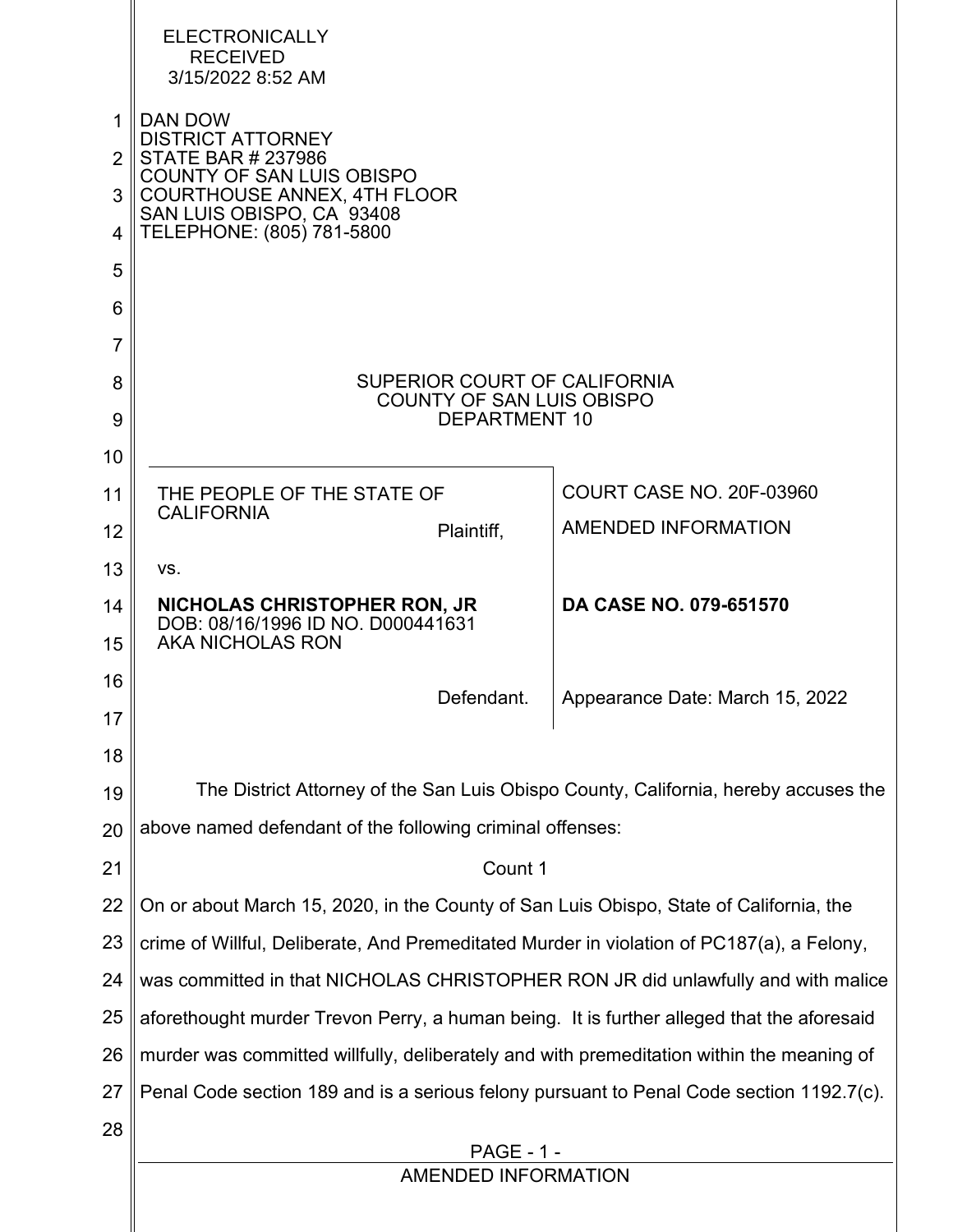ELECTRONICALLY
RECEIVED
3/15/2022 8:52 AM

DAN DOW
DISTRICT ATTORNEY
STATE BAR # 237986
COUNTY OF SAN LUIS OBISPO
COURTHOUSE ANNEX, 4TH FLOOR
SAN LUIS OBISPO, CA 93408
TELEPHONE: (805) 781-5800

SUPERIOR COURT OF CALIFORNIA
COUNTY OF SAN LUIS OBISPO
DEPARTMENT 10

| | |
|---|---|
| THE PEOPLE OF THE STATE OF CALIFORNIA<br>Plaintiff,<br><br>vs.<br><br>**NICHOLAS CHRISTOPHER RON, JR**<br>DOB: 08/16/1996 ID NO. D000441631<br>AKA NICHOLAS RON<br><br>Defendant. | COURT CASE NO. 20F-03960<br><br>AMENDED INFORMATION<br><br>**DA CASE NO. 079-651570**<br><br>Appearance Date: March 15, 2022 |

The District Attorney of the San Luis Obispo County, California, hereby accuses the above named defendant of the following criminal offenses:

Count 1

On or about March 15, 2020, in the County of San Luis Obispo, State of California, the crime of Willful, Deliberate, And Premeditated Murder in violation of PC187(a), a Felony, was committed in that NICHOLAS CHRISTOPHER RON JR did unlawfully and with malice aforethought murder Trevon Perry, a human being. It is further alleged that the aforesaid murder was committed willfully, deliberately and with premeditation within the meaning of Penal Code section 189 and is a serious felony pursuant to Penal Code section 1192.7(c).

AMENDED INFORMATION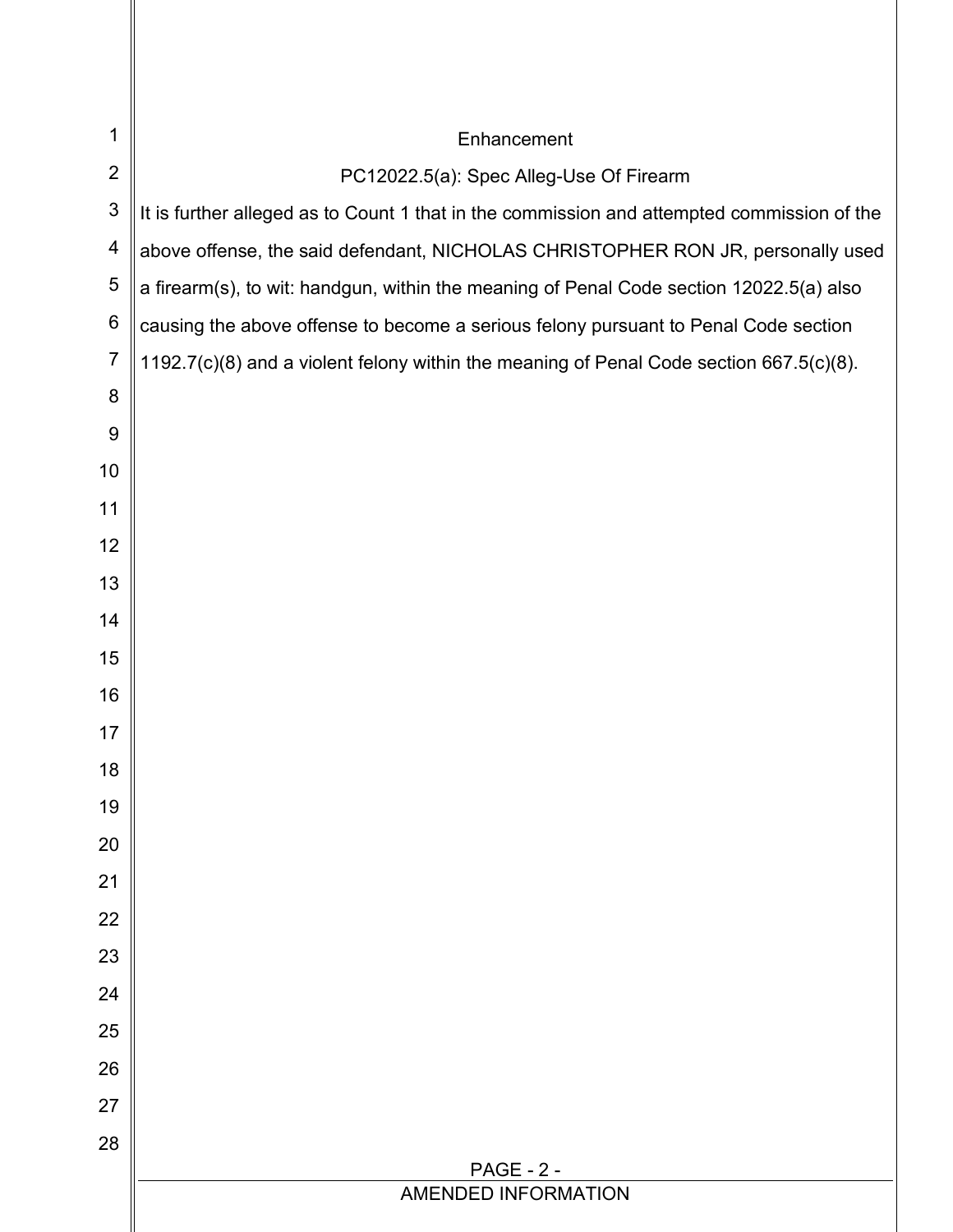Enhancement

PC12022.5(a): Spec Alleg-Use Of Firearm

It is further alleged as to Count 1 that in the commission and attempted commission of the above offense, the said defendant, NICHOLAS CHRISTOPHER RON JR, personally used a firearm(s), to wit: handgun, within the meaning of Penal Code section 12022.5(a) also causing the above offense to become a serious felony pursuant to Penal Code section 1192.7(c)(8) and a violent felony within the meaning of Penal Code section 667.5(c)(8).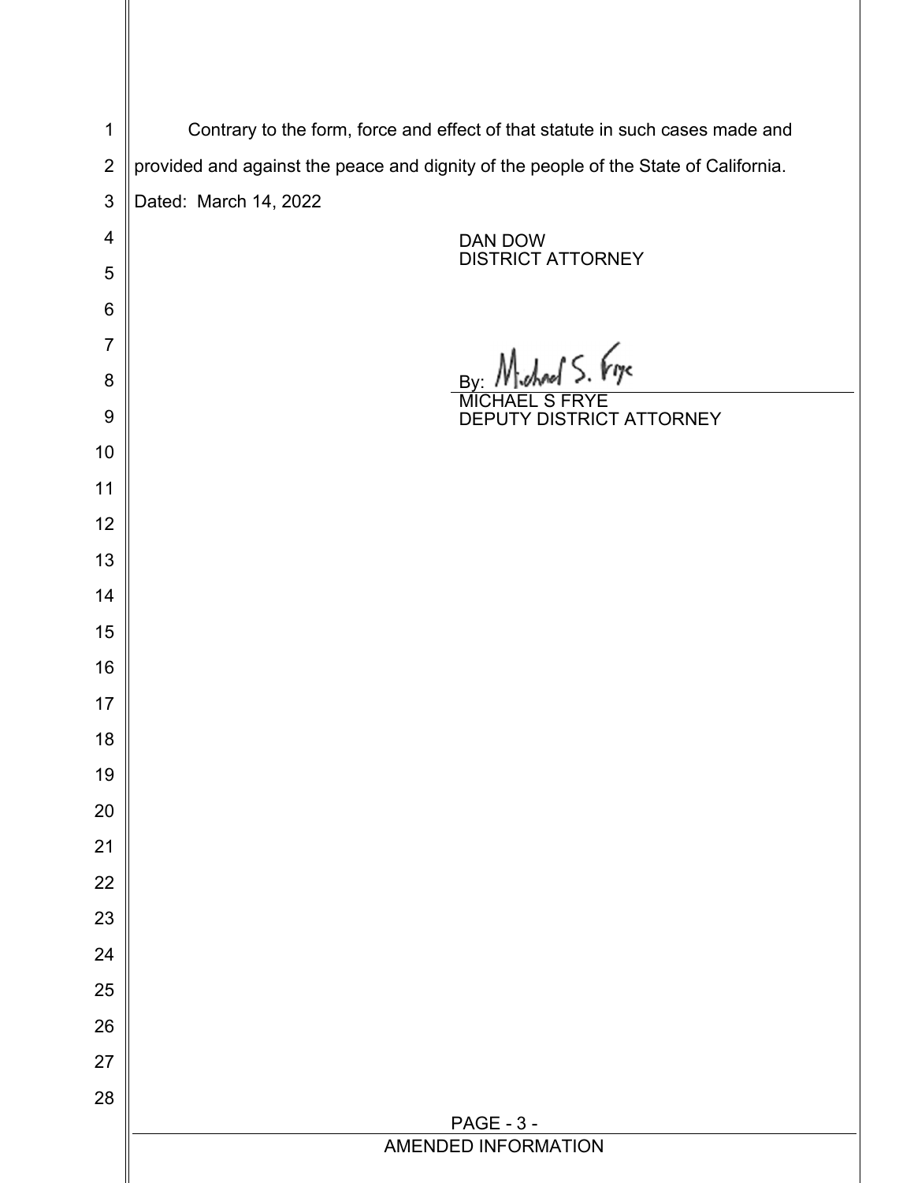Contrary to the form, force and effect of that statute in such cases made and provided and against the peace and dignity of the people of the State of California.

Dated: March 14, 2022

DAN DOW
DISTRICT ATTORNEY

By: Michael S. Frye
MICHAEL S FRYE
DEPUTY DISTRICT ATTORNEY

AMENDED INFORMATION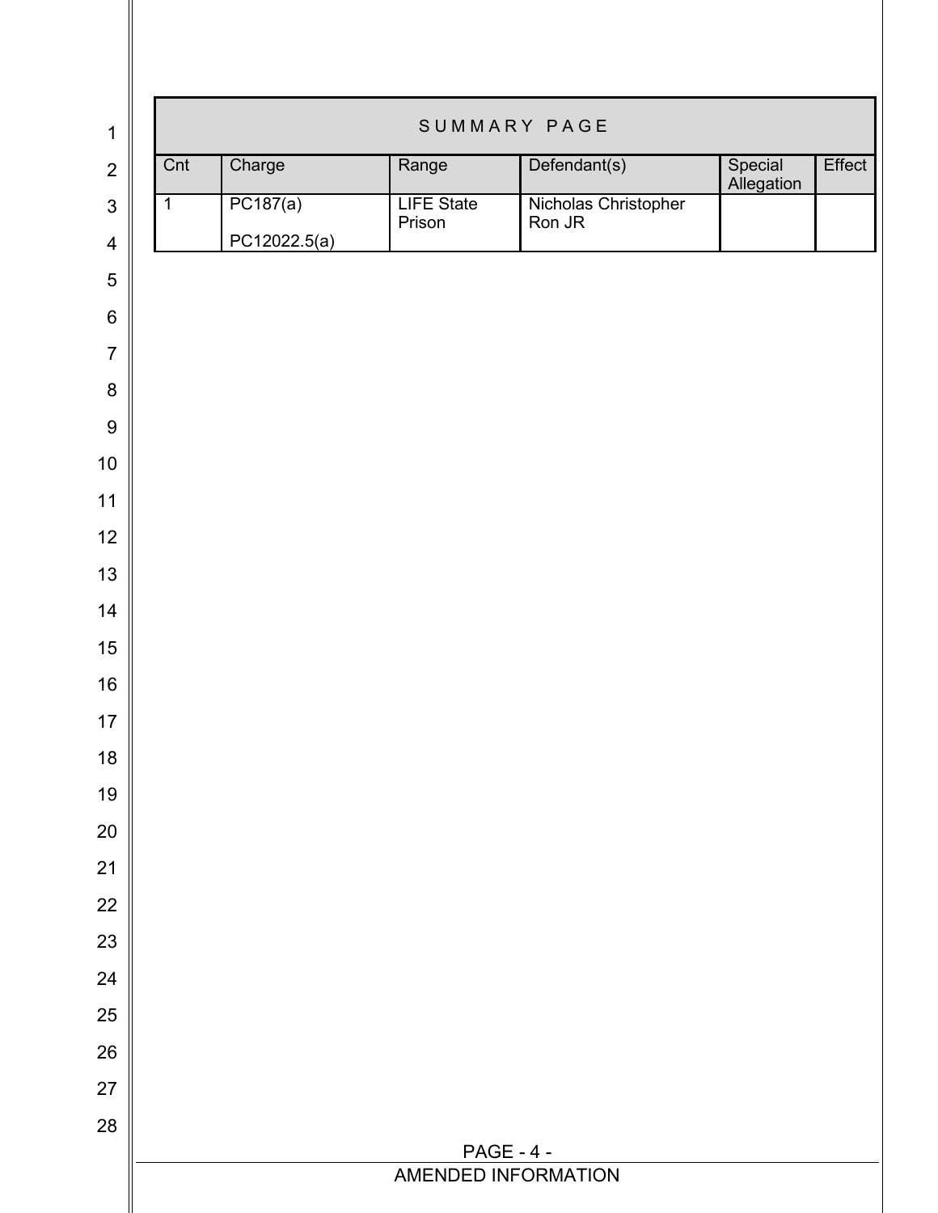| SUMMARY PAGE | | | | | |
|---|---|---|---|---|---|
| Cnt | Charge | Range | Defendant(s) | Special Allegation | Effect |
| 1 | PC187(a)<br>PC12022.5(a) | LIFE State Prison | Nicholas Christopher Ron JR | | |

AMENDED INFORMATION